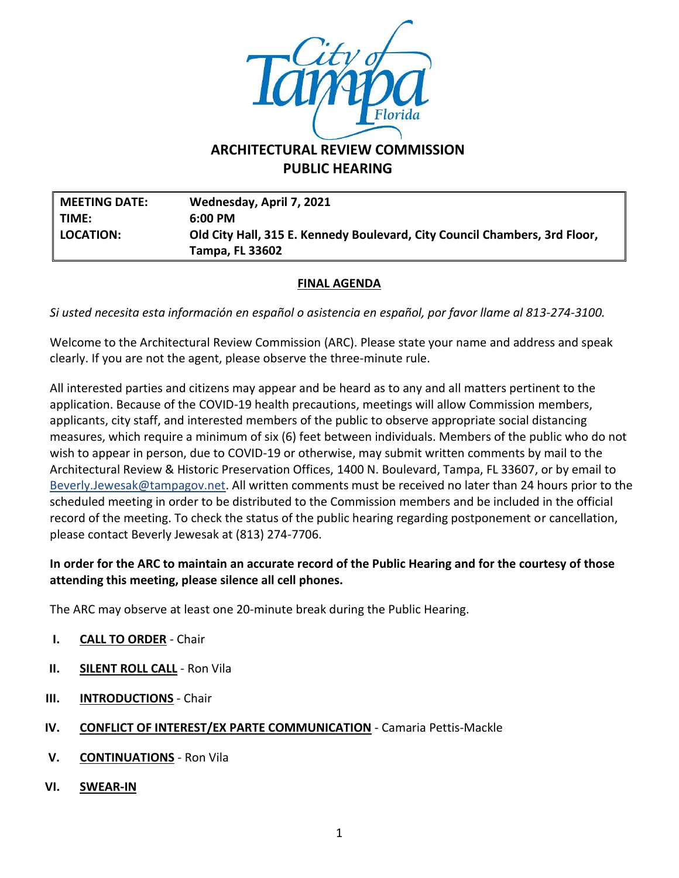# ARCHITECTURAL REVIEW COMMISSION
## PUBLIC HEARING

| | |
|---|---|
| **MEETING DATE:** | **Wednesday, April 7, 2021** |
| **TIME:** | **6:00 PM** |
| **LOCATION:** | **Old City Hall, 315 E. Kennedy Boulevard, City Council Chambers, 3rd Floor, Tampa, FL 33602** |

**FINAL AGENDA**

*Si usted necesita esta información en español o asistencia en español, por favor llame al 813-274-3100.*

Welcome to the Architectural Review Commission (ARC). Please state your name and address and speak clearly. If you are not the agent, please observe the three-minute rule.

All interested parties and citizens may appear and be heard as to any and all matters pertinent to the application. Because of the COVID-19 health precautions, meetings will allow Commission members, applicants, city staff, and interested members of the public to observe appropriate social distancing measures, which require a minimum of six (6) feet between individuals. Members of the public who do not wish to appear in person, due to COVID-19 or otherwise, may submit written comments by mail to the Architectural Review & Historic Preservation Offices, 1400 N. Boulevard, Tampa, FL 33607, or by email to Beverly.Jewesak@tampagov.net. All written comments must be received no later than 24 hours prior to the scheduled meeting in order to be distributed to the Commission members and be included in the official record of the meeting. To check the status of the public hearing regarding postponement or cancellation, please contact Beverly Jewesak at (813) 274-7706.

**In order for the ARC to maintain an accurate record of the Public Hearing and for the courtesy of those attending this meeting, please silence all cell phones.**

The ARC may observe at least one 20-minute break during the Public Hearing.

I. **CALL TO ORDER** - Chair

II. **SILENT ROLL CALL** - Ron Vila

III. **INTRODUCTIONS** - Chair

IV. **CONFLICT OF INTEREST/EX PARTE COMMUNICATION** - Camaria Pettis-Mackle

V. **CONTINUATIONS** - Ron Vila

VI. **SWEAR-IN**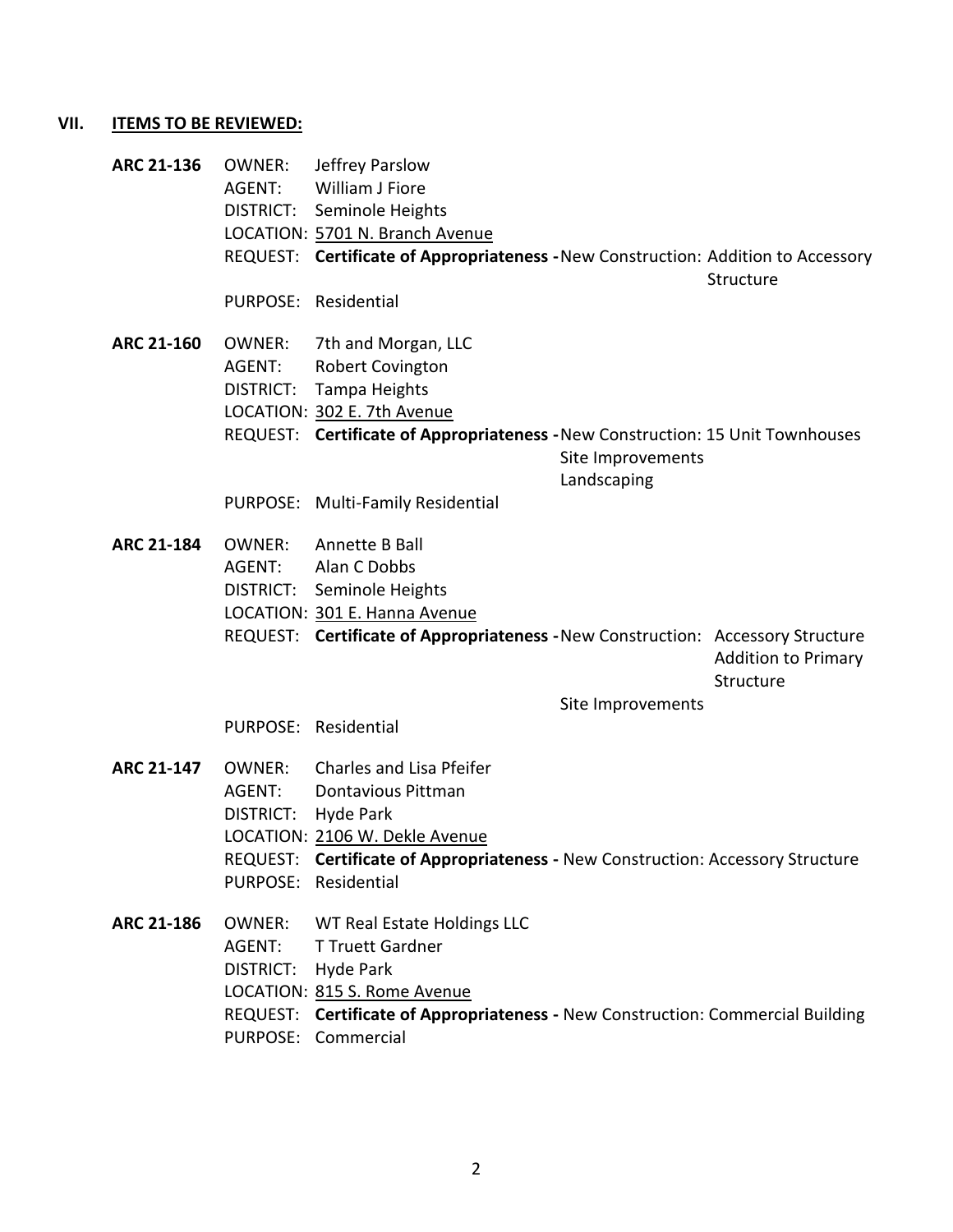## VII. ITEMS TO BE REVIEWED:

**ARC 21-136**
OWNER: Jeffrey Parslow
AGENT: William J Fiore
DISTRICT: Seminole Heights
LOCATION: 5701 N. Branch Avenue
REQUEST: **Certificate of Appropriateness -** New Construction: Addition to Accessory Structure
PURPOSE: Residential

**ARC 21-160**
OWNER: 7th and Morgan, LLC
AGENT: Robert Covington
DISTRICT: Tampa Heights
LOCATION: 302 E. 7th Avenue
REQUEST: **Certificate of Appropriateness -** New Construction: 15 Unit Townhouses
Site Improvements
Landscaping
PURPOSE: Multi-Family Residential

**ARC 21-184**
OWNER: Annette B Ball
AGENT: Alan C Dobbs
DISTRICT: Seminole Heights
LOCATION: 301 E. Hanna Avenue
REQUEST: **Certificate of Appropriateness -** New Construction: Accessory Structure
Addition to Primary Structure
Site Improvements
PURPOSE: Residential

**ARC 21-147**
OWNER: Charles and Lisa Pfeifer
AGENT: Dontavious Pittman
DISTRICT: Hyde Park
LOCATION: 2106 W. Dekle Avenue
REQUEST: **Certificate of Appropriateness -** New Construction: Accessory Structure
PURPOSE: Residential

**ARC 21-186**
OWNER: WT Real Estate Holdings LLC
AGENT: T Truett Gardner
DISTRICT: Hyde Park
LOCATION: 815 S. Rome Avenue
REQUEST: **Certificate of Appropriateness -** New Construction: Commercial Building
PURPOSE: Commercial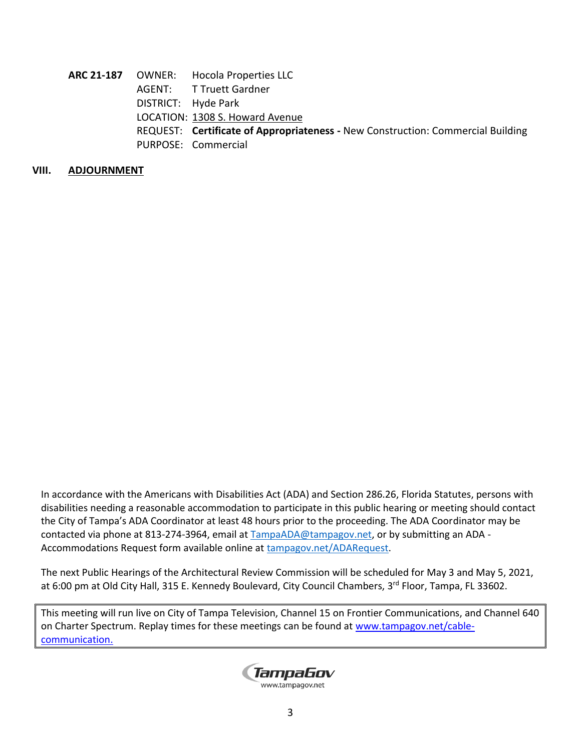**ARC 21-187** OWNER: Hocola Properties LLC
AGENT: T Truett Gardner
DISTRICT: Hyde Park
LOCATION: 1308 S. Howard Avenue
REQUEST: **Certificate of Appropriateness -** New Construction: Commercial Building
PURPOSE: Commercial

## VIII. ADJOURNMENT

In accordance with the Americans with Disabilities Act (ADA) and Section 286.26, Florida Statutes, persons with disabilities needing a reasonable accommodation to participate in this public hearing or meeting should contact the City of Tampa's ADA Coordinator at least 48 hours prior to the proceeding. The ADA Coordinator may be contacted via phone at 813-274-3964, email at TampaADA@tampagov.net, or by submitting an ADA - Accommodations Request form available online at tampagov.net/ADARequest.

The next Public Hearings of the Architectural Review Commission will be scheduled for May 3 and May 5, 2021, at 6:00 pm at Old City Hall, 315 E. Kennedy Boulevard, City Council Chambers, 3rd Floor, Tampa, FL 33602.

This meeting will run live on City of Tampa Television, Channel 15 on Frontier Communications, and Channel 640 on Charter Spectrum. Replay times for these meetings can be found at www.tampagov.net/cable-communication.

TampaGov
www.tampagov.net